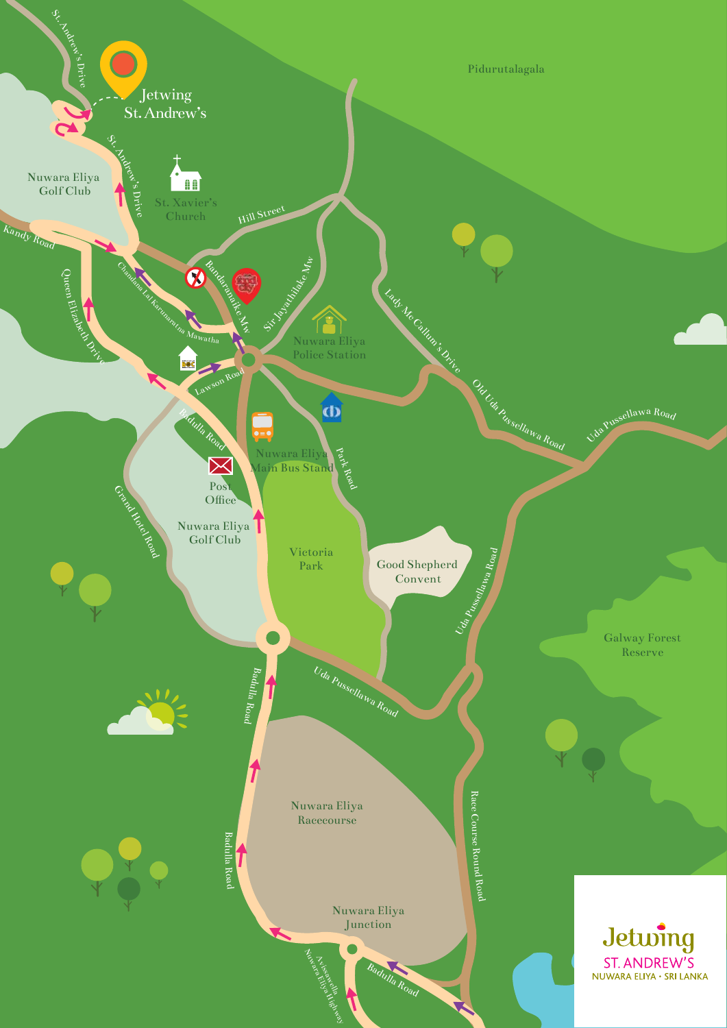Jetwing St. Andrew's

St. Andrew's Drive

Pidurutalagala

Nuwara Eliya Golf Club

St. Xavier's Church

Hill Street

Kandy Road

Queen Elizabeth Drive

Chandana Lal Karunaratna Mawatha

Bandaranaike Mw

Sir Jayathilake Mw

Nuwara Eliya Police Station

Lady McCallum's Drive

Lawson Road

Badulla Road

Old Uda Pussellawa Road

Uda Pussellawa Road

Nuwara Eliya Main Bus Stand

Park Road

Post Office

Grand Hotel Road

Nuwara Eliya Golf Club

Victoria Park

Good Shepherd Convent

Uda Pussellawa Road

Galway Forest Reserve

Badulla Road

Uda Pussellawa Road

Nuwara Eliya Racecourse

Race Course Round Road

Badulla Road

Nuwara Eliya Junction

Avissawella Nuwara Eliya Highway

Badulla Road

Jetwing

ST. ANDREW'S

NUWARA ELIYA • SRI LANKA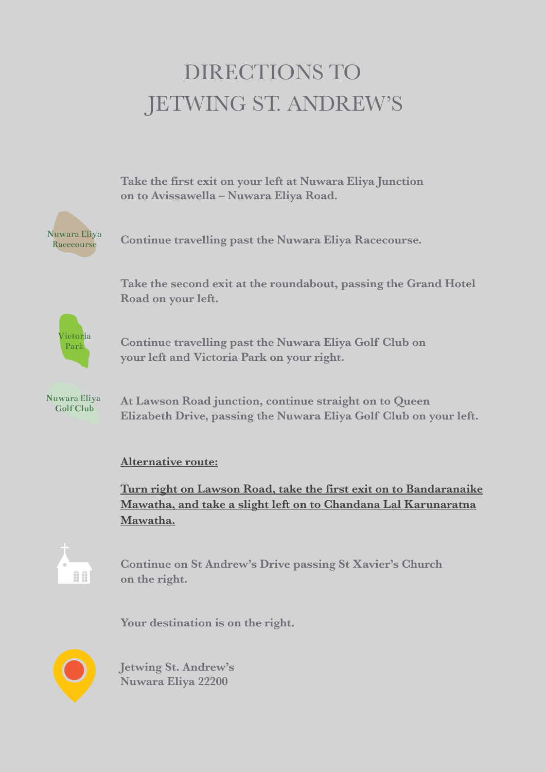# DIRECTIONS TO JETWING ST. ANDREW'S

**Take the first exit on your left at Nuwara Eliya Junction on to Avissawella – Nuwara Eliya Road.**

Nuwara Eliya Racecourse

**Continue travelling past the Nuwara Eliya Racecourse.**

**Take the second exit at the roundabout, passing the Grand Hotel Road on your left.**

Victoria Park

**Continue travelling past the Nuwara Eliya Golf Club on your left and Victoria Park on your right.**

Nuwara Eliya Golf Club

**At Lawson Road junction, continue straight on to Queen Elizabeth Drive, passing the Nuwara Eliya Golf Club on your left.**

<u>**Alternative route:**</u>

<u>**Turn right on Lawson Road, take the first exit on to Bandaranaike Mawatha, and take a slight left on to Chandana Lal Karunaratna Mawatha.**</u>

**Continue on St Andrew's Drive passing St Xavier's Church on the right.**

**Your destination is on the right.**

**Jetwing St. Andrew's**
**Nuwara Eliya 22200**